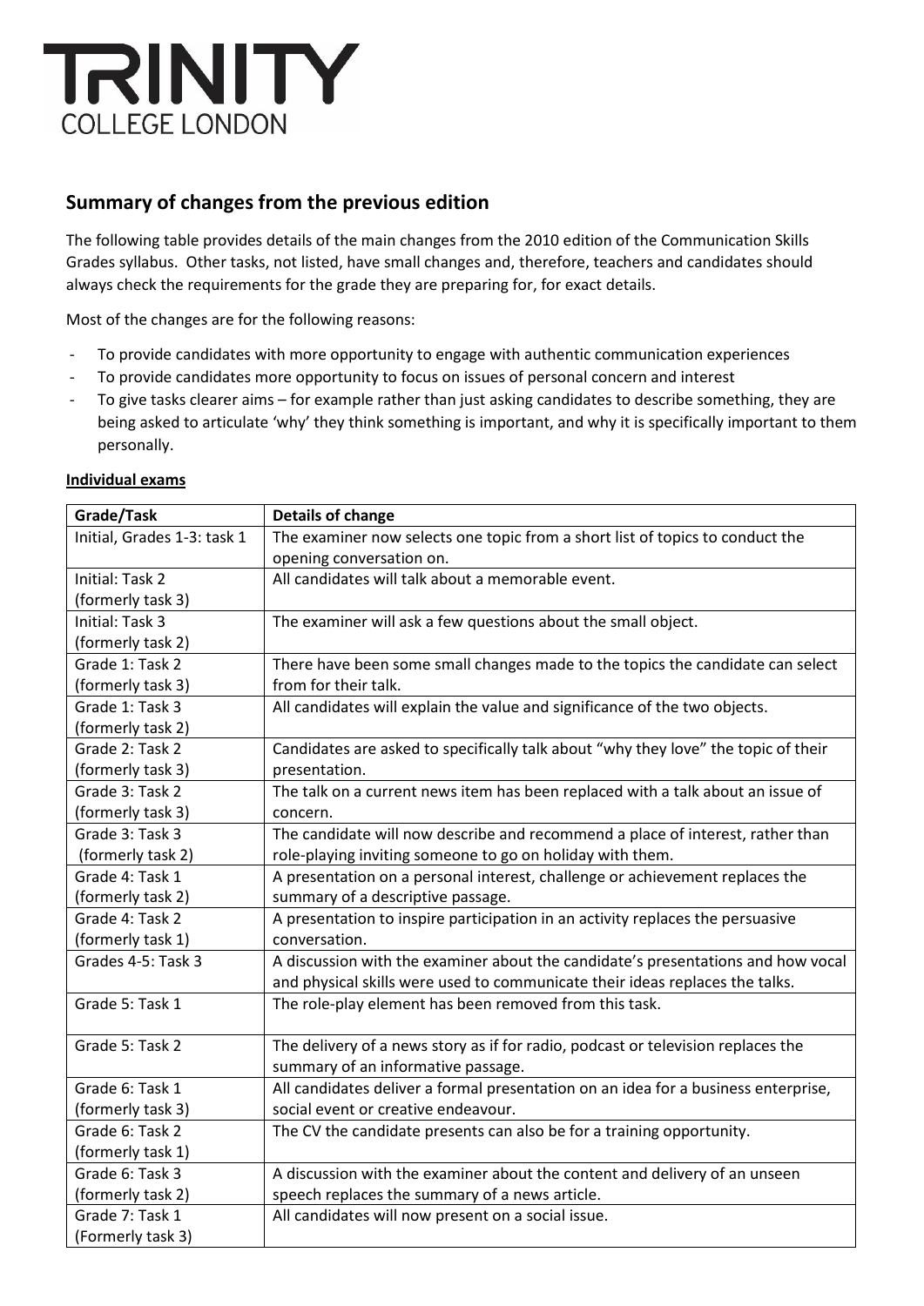TRINITY
COLLEGE LONDON

## Summary of changes from the previous edition

The following table provides details of the main changes from the 2010 edition of the Communication Skills Grades syllabus. Other tasks, not listed, have small changes and, therefore, teachers and candidates should always check the requirements for the grade they are preparing for, for exact details.

Most of the changes are for the following reasons:

- To provide candidates with more opportunity to engage with authentic communication experiences
- To provide candidates more opportunity to focus on issues of personal concern and interest
- To give tasks clearer aims – for example rather than just asking candidates to describe something, they are being asked to articulate 'why' they think something is important, and why it is specifically important to them personally.

**Individual exams**

| Grade/Task | Details of change |
|---|---|
| Initial, Grades 1-3: task 1 | The examiner now selects one topic from a short list of topics to conduct the opening conversation on. |
| Initial: Task 2 (formerly task 3) | All candidates will talk about a memorable event. |
| Initial: Task 3 (formerly task 2) | The examiner will ask a few questions about the small object. |
| Grade 1: Task 2 (formerly task 3) | There have been some small changes made to the topics the candidate can select from for their talk. |
| Grade 1: Task 3 (formerly task 2) | All candidates will explain the value and significance of the two objects. |
| Grade 2: Task 2 (formerly task 3) | Candidates are asked to specifically talk about "why they love" the topic of their presentation. |
| Grade 3: Task 2 (formerly task 3) | The talk on a current news item has been replaced with a talk about an issue of concern. |
| Grade 3: Task 3 (formerly task 2) | The candidate will now describe and recommend a place of interest, rather than role-playing inviting someone to go on holiday with them. |
| Grade 4: Task 1 (formerly task 2) | A presentation on a personal interest, challenge or achievement replaces the summary of a descriptive passage. |
| Grade 4: Task 2 (formerly task 1) | A presentation to inspire participation in an activity replaces the persuasive conversation. |
| Grades 4-5: Task 3 | A discussion with the examiner about the candidate's presentations and how vocal and physical skills were used to communicate their ideas replaces the talks. |
| Grade 5: Task 1 | The role-play element has been removed from this task. |
| Grade 5: Task 2 | The delivery of a news story as if for radio, podcast or television replaces the summary of an informative passage. |
| Grade 6: Task 1 (formerly task 3) | All candidates deliver a formal presentation on an idea for a business enterprise, social event or creative endeavour. |
| Grade 6: Task 2 (formerly task 1) | The CV the candidate presents can also be for a training opportunity. |
| Grade 6: Task 3 (formerly task 2) | A discussion with the examiner about the content and delivery of an unseen speech replaces the summary of a news article. |
| Grade 7: Task 1 (Formerly task 3) | All candidates will now present on a social issue. |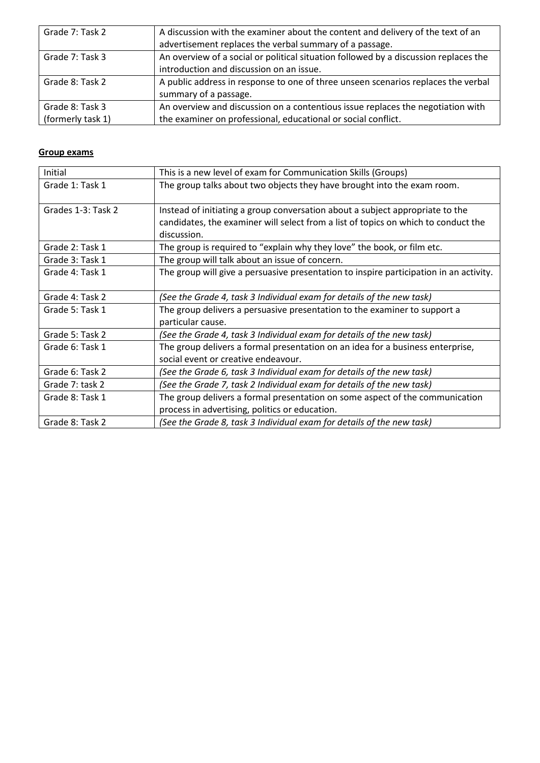| | |
|---|---|
| Grade 7: Task 2 | A discussion with the examiner about the content and delivery of the text of an advertisement replaces the verbal summary of a passage. |
| Grade 7: Task 3 | An overview of a social or political situation followed by a discussion replaces the introduction and discussion on an issue. |
| Grade 8: Task 2 | A public address in response to one of three unseen scenarios replaces the verbal summary of a passage. |
| Grade 8: Task 3 (formerly task 1) | An overview and discussion on a contentious issue replaces the negotiation with the examiner on professional, educational or social conflict. |

**Group exams**

| | |
|---|---|
| Initial | This is a new level of exam for Communication Skills (Groups) |
| Grade 1: Task 1 | The group talks about two objects they have brought into the exam room. |
| Grades 1-3: Task 2 | Instead of initiating a group conversation about a subject appropriate to the candidates, the examiner will select from a list of topics on which to conduct the discussion. |
| Grade 2: Task 1 | The group is required to "explain why they love" the book, or film etc. |
| Grade 3: Task 1 | The group will talk about an issue of concern. |
| Grade 4: Task 1 | The group will give a persuasive presentation to inspire participation in an activity. |
| Grade 4: Task 2 | *(See the Grade 4, task 3 Individual exam for details of the new task)* |
| Grade 5: Task 1 | The group delivers a persuasive presentation to the examiner to support a particular cause. |
| Grade 5: Task 2 | *(See the Grade 4, task 3 Individual exam for details of the new task)* |
| Grade 6: Task 1 | The group delivers a formal presentation on an idea for a business enterprise, social event or creative endeavour. |
| Grade 6: Task 2 | *(See the Grade 6, task 3 Individual exam for details of the new task)* |
| Grade 7: task 2 | *(See the Grade 7, task 2 Individual exam for details of the new task)* |
| Grade 8: Task 1 | The group delivers a formal presentation on some aspect of the communication process in advertising, politics or education. |
| Grade 8: Task 2 | *(See the Grade 8, task 3 Individual exam for details of the new task)* |